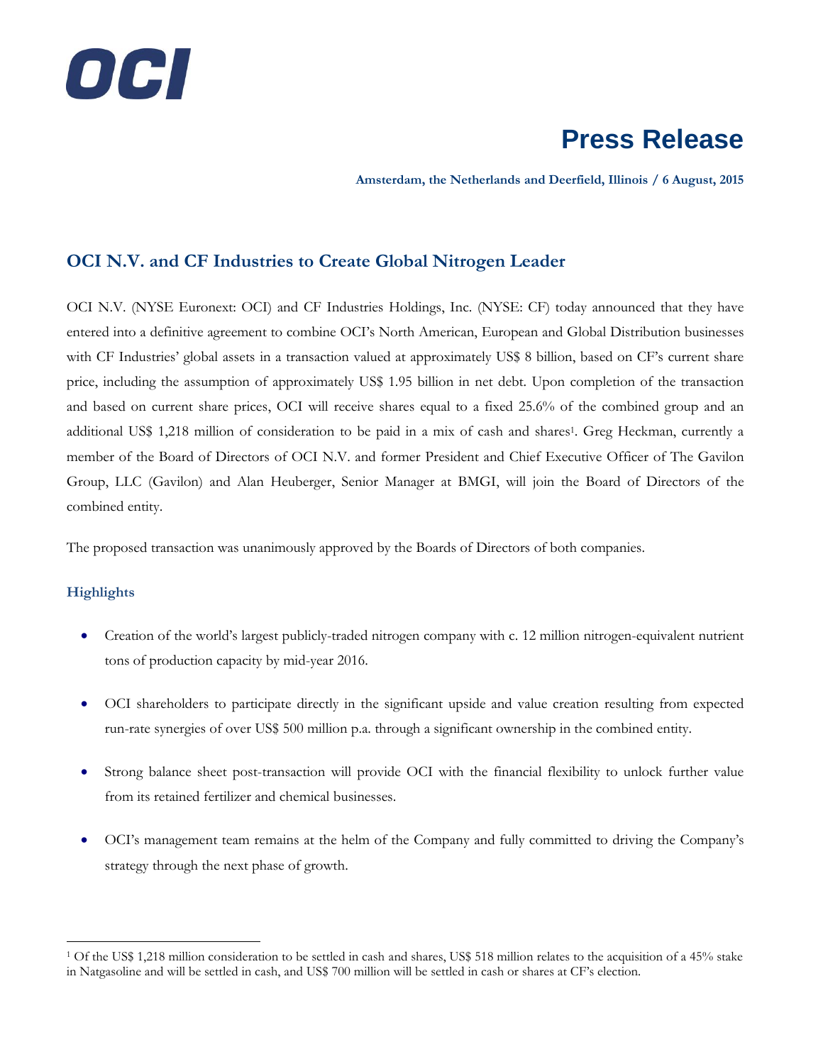OCI

# Press Release

**Amsterdam, the Netherlands and Deerfield, Illinois / 6 August, 2015**

## OCI N.V. and CF Industries to Create Global Nitrogen Leader

OCI N.V. (NYSE Euronext: OCI) and CF Industries Holdings, Inc. (NYSE: CF) today announced that they have entered into a definitive agreement to combine OCI's North American, European and Global Distribution businesses with CF Industries' global assets in a transaction valued at approximately US$ 8 billion, based on CF's current share price, including the assumption of approximately US$ 1.95 billion in net debt. Upon completion of the transaction and based on current share prices, OCI will receive shares equal to a fixed 25.6% of the combined group and an additional US$ 1,218 million of consideration to be paid in a mix of cash and shares[1]. Greg Heckman, currently a member of the Board of Directors of OCI N.V. and former President and Chief Executive Officer of The Gavilon Group, LLC (Gavilon) and Alan Heuberger, Senior Manager at BMGI, will join the Board of Directors of the combined entity.

The proposed transaction was unanimously approved by the Boards of Directors of both companies.

### Highlights

- Creation of the world's largest publicly-traded nitrogen company with c. 12 million nitrogen-equivalent nutrient tons of production capacity by mid-year 2016.
- OCI shareholders to participate directly in the significant upside and value creation resulting from expected run-rate synergies of over US$ 500 million p.a. through a significant ownership in the combined entity.
- Strong balance sheet post-transaction will provide OCI with the financial flexibility to unlock further value from its retained fertilizer and chemical businesses.
- OCI's management team remains at the helm of the Company and fully committed to driving the Company's strategy through the next phase of growth.

---

[1] Of the US$ 1,218 million consideration to be settled in cash and shares, US$ 518 million relates to the acquisition of a 45% stake in Natgasoline and will be settled in cash, and US$ 700 million will be settled in cash or shares at CF's election.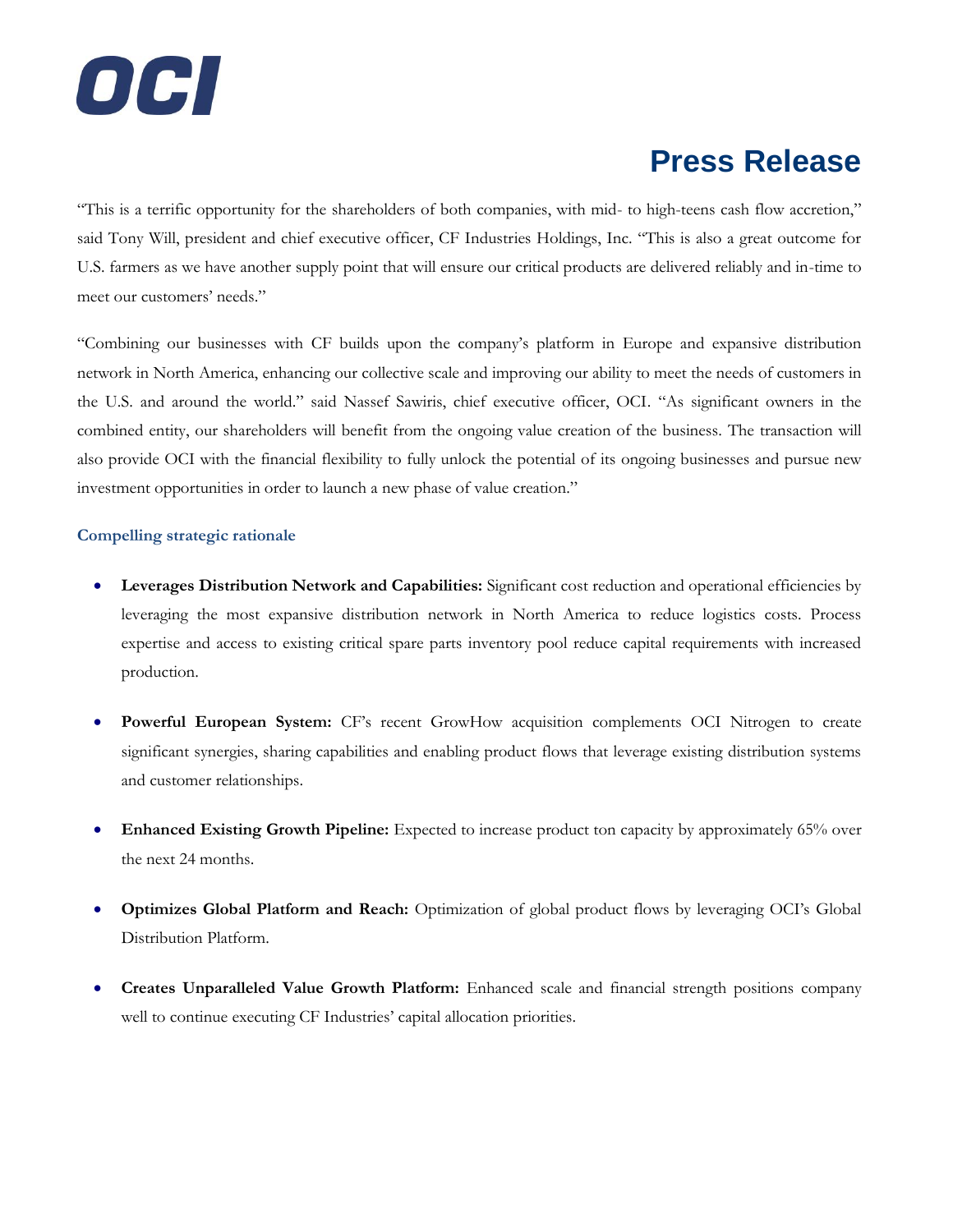"This is a terrific opportunity for the shareholders of both companies, with mid- to high-teens cash flow accretion," said Tony Will, president and chief executive officer, CF Industries Holdings, Inc. "This is also a great outcome for U.S. farmers as we have another supply point that will ensure our critical products are delivered reliably and in-time to meet our customers' needs."

"Combining our businesses with CF builds upon the company's platform in Europe and expansive distribution network in North America, enhancing our collective scale and improving our ability to meet the needs of customers in the U.S. and around the world." said Nassef Sawiris, chief executive officer, OCI. "As significant owners in the combined entity, our shareholders will benefit from the ongoing value creation of the business. The transaction will also provide OCI with the financial flexibility to fully unlock the potential of its ongoing businesses and pursue new investment opportunities in order to launch a new phase of value creation."

### Compelling strategic rationale

- **Leverages Distribution Network and Capabilities:** Significant cost reduction and operational efficiencies by leveraging the most expansive distribution network in North America to reduce logistics costs. Process expertise and access to existing critical spare parts inventory pool reduce capital requirements with increased production.

- **Powerful European System:** CF's recent GrowHow acquisition complements OCI Nitrogen to create significant synergies, sharing capabilities and enabling product flows that leverage existing distribution systems and customer relationships.

- **Enhanced Existing Growth Pipeline:** Expected to increase product ton capacity by approximately 65% over the next 24 months.

- **Optimizes Global Platform and Reach:** Optimization of global product flows by leveraging OCI's Global Distribution Platform.

- **Creates Unparalleled Value Growth Platform:** Enhanced scale and financial strength positions company well to continue executing CF Industries' capital allocation priorities.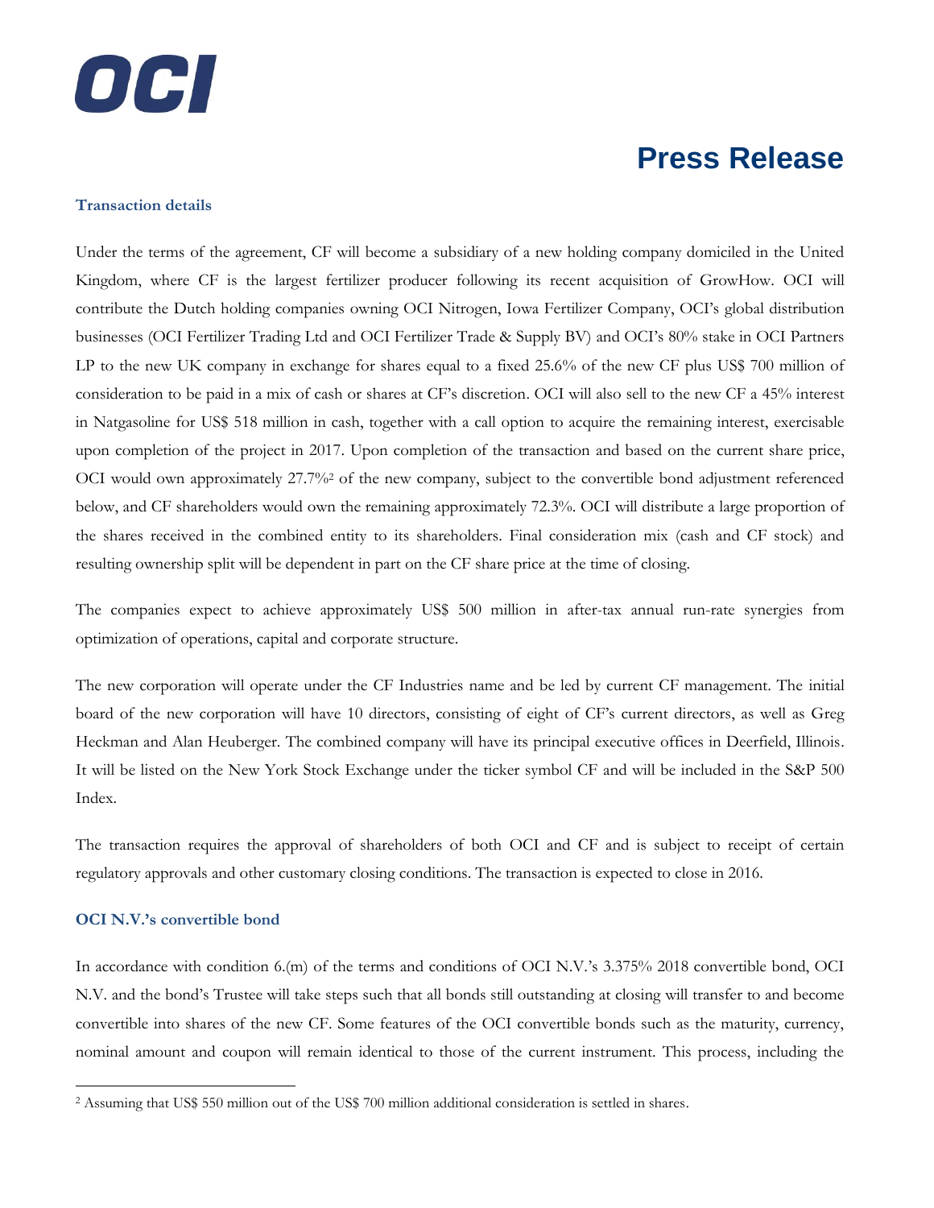#### Transaction details

Under the terms of the agreement, CF will become a subsidiary of a new holding company domiciled in the United Kingdom, where CF is the largest fertilizer producer following its recent acquisition of GrowHow. OCI will contribute the Dutch holding companies owning OCI Nitrogen, Iowa Fertilizer Company, OCI's global distribution businesses (OCI Fertilizer Trading Ltd and OCI Fertilizer Trade & Supply BV) and OCI's 80% stake in OCI Partners LP to the new UK company in exchange for shares equal to a fixed 25.6% of the new CF plus US$ 700 million of consideration to be paid in a mix of cash or shares at CF's discretion. OCI will also sell to the new CF a 45% interest in Natgasoline for US$ 518 million in cash, together with a call option to acquire the remaining interest, exercisable upon completion of the project in 2017. Upon completion of the transaction and based on the current share price, OCI would own approximately 27.7%[2] of the new company, subject to the convertible bond adjustment referenced below, and CF shareholders would own the remaining approximately 72.3%. OCI will distribute a large proportion of the shares received in the combined entity to its shareholders. Final consideration mix (cash and CF stock) and resulting ownership split will be dependent in part on the CF share price at the time of closing.

The companies expect to achieve approximately US$ 500 million in after-tax annual run-rate synergies from optimization of operations, capital and corporate structure.

The new corporation will operate under the CF Industries name and be led by current CF management. The initial board of the new corporation will have 10 directors, consisting of eight of CF's current directors, as well as Greg Heckman and Alan Heuberger. The combined company will have its principal executive offices in Deerfield, Illinois. It will be listed on the New York Stock Exchange under the ticker symbol CF and will be included in the S&P 500 Index.

The transaction requires the approval of shareholders of both OCI and CF and is subject to receipt of certain regulatory approvals and other customary closing conditions. The transaction is expected to close in 2016.

#### OCI N.V.'s convertible bond

In accordance with condition 6.(m) of the terms and conditions of OCI N.V.'s 3.375% 2018 convertible bond, OCI N.V. and the bond's Trustee will take steps such that all bonds still outstanding at closing will transfer to and become convertible into shares of the new CF. Some features of the OCI convertible bonds such as the maturity, currency, nominal amount and coupon will remain identical to those of the current instrument. This process, including the

[2] Assuming that US$ 550 million out of the US$ 700 million additional consideration is settled in shares.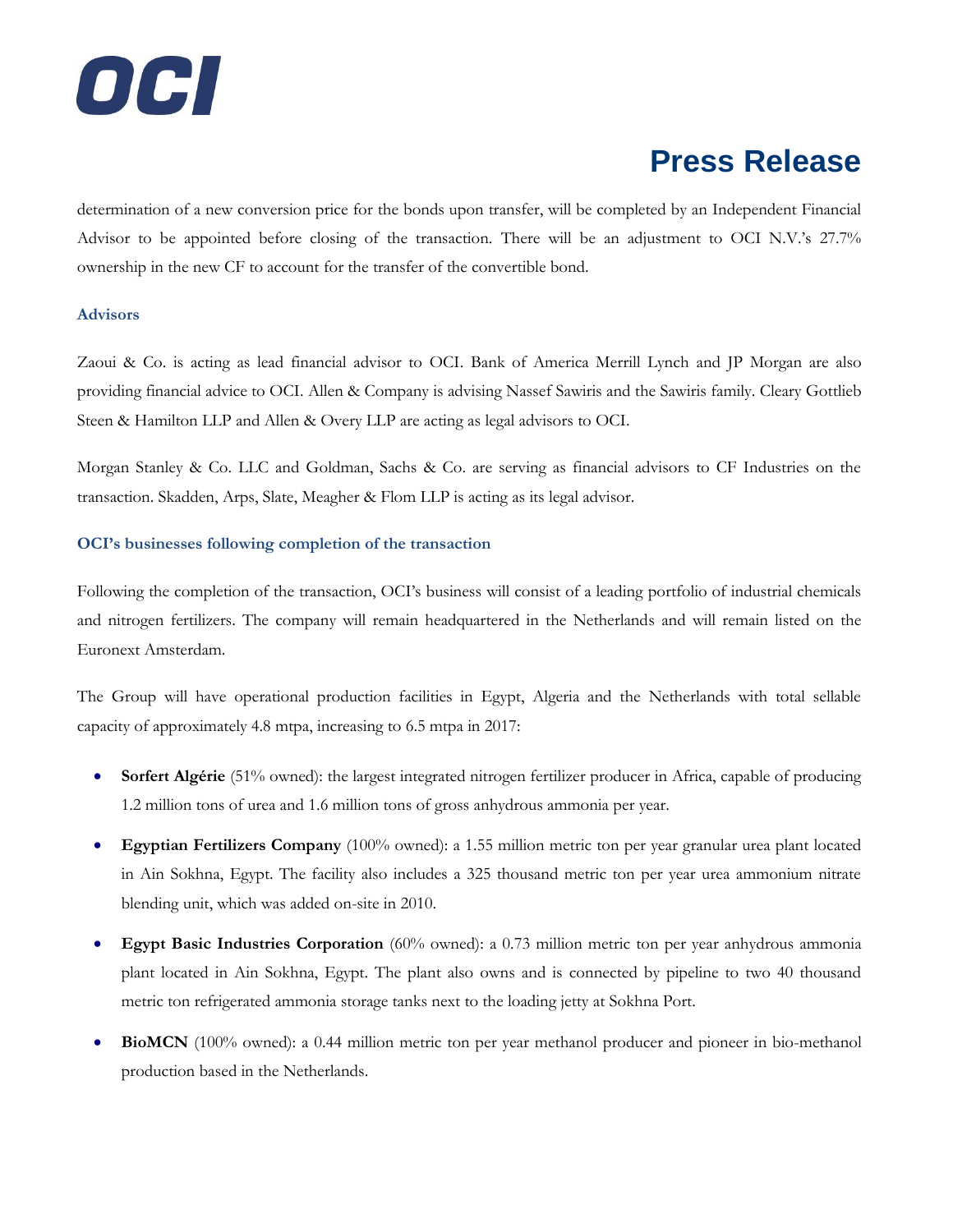determination of a new conversion price for the bonds upon transfer, will be completed by an Independent Financial Advisor to be appointed before closing of the transaction. There will be an adjustment to OCI N.V.'s 27.7% ownership in the new CF to account for the transfer of the convertible bond.

### Advisors

Zaoui & Co. is acting as lead financial advisor to OCI. Bank of America Merrill Lynch and JP Morgan are also providing financial advice to OCI. Allen & Company is advising Nassef Sawiris and the Sawiris family. Cleary Gottlieb Steen & Hamilton LLP and Allen & Overy LLP are acting as legal advisors to OCI.

Morgan Stanley & Co. LLC and Goldman, Sachs & Co. are serving as financial advisors to CF Industries on the transaction. Skadden, Arps, Slate, Meagher & Flom LLP is acting as its legal advisor.

### OCI's businesses following completion of the transaction

Following the completion of the transaction, OCI's business will consist of a leading portfolio of industrial chemicals and nitrogen fertilizers. The company will remain headquartered in the Netherlands and will remain listed on the Euronext Amsterdam.

The Group will have operational production facilities in Egypt, Algeria and the Netherlands with total sellable capacity of approximately 4.8 mtpa, increasing to 6.5 mtpa in 2017:

- **Sorfert Algérie** (51% owned): the largest integrated nitrogen fertilizer producer in Africa, capable of producing 1.2 million tons of urea and 1.6 million tons of gross anhydrous ammonia per year.
- **Egyptian Fertilizers Company** (100% owned): a 1.55 million metric ton per year granular urea plant located in Ain Sokhna, Egypt. The facility also includes a 325 thousand metric ton per year urea ammonium nitrate blending unit, which was added on-site in 2010.
- **Egypt Basic Industries Corporation** (60% owned): a 0.73 million metric ton per year anhydrous ammonia plant located in Ain Sokhna, Egypt. The plant also owns and is connected by pipeline to two 40 thousand metric ton refrigerated ammonia storage tanks next to the loading jetty at Sokhna Port.
- **BioMCN** (100% owned): a 0.44 million metric ton per year methanol producer and pioneer in bio-methanol production based in the Netherlands.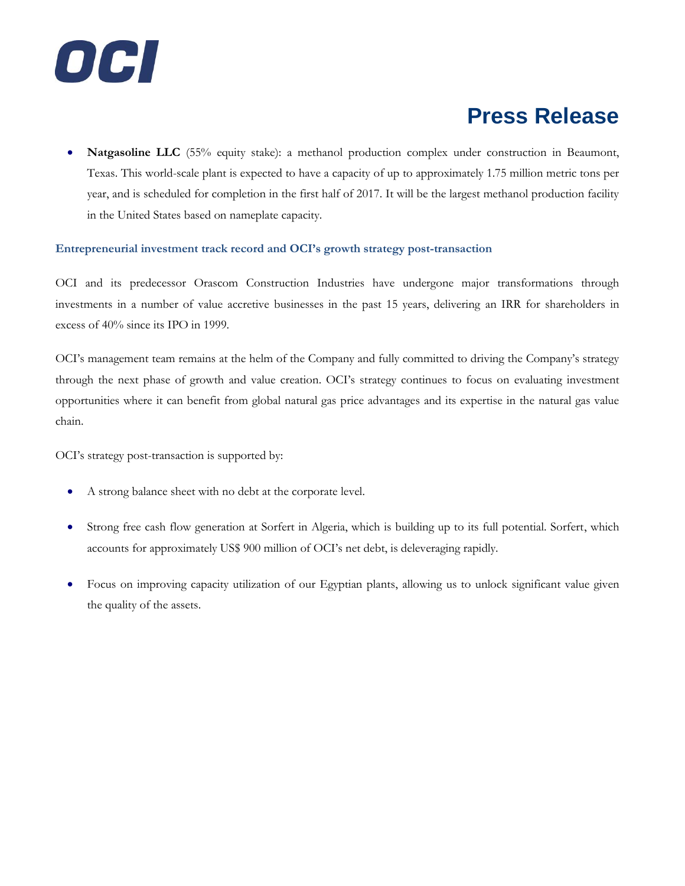- **Natgasoline LLC** (55% equity stake): a methanol production complex under construction in Beaumont, Texas. This world-scale plant is expected to have a capacity of up to approximately 1.75 million metric tons per year, and is scheduled for completion in the first half of 2017. It will be the largest methanol production facility in the United States based on nameplate capacity.

### Entrepreneurial investment track record and OCI's growth strategy post-transaction

OCI and its predecessor Orascom Construction Industries have undergone major transformations through investments in a number of value accretive businesses in the past 15 years, delivering an IRR for shareholders in excess of 40% since its IPO in 1999.

OCI's management team remains at the helm of the Company and fully committed to driving the Company's strategy through the next phase of growth and value creation. OCI's strategy continues to focus on evaluating investment opportunities where it can benefit from global natural gas price advantages and its expertise in the natural gas value chain.

OCI's strategy post-transaction is supported by:

- A strong balance sheet with no debt at the corporate level.
- Strong free cash flow generation at Sorfert in Algeria, which is building up to its full potential. Sorfert, which accounts for approximately US$ 900 million of OCI's net debt, is deleveraging rapidly.
- Focus on improving capacity utilization of our Egyptian plants, allowing us to unlock significant value given the quality of the assets.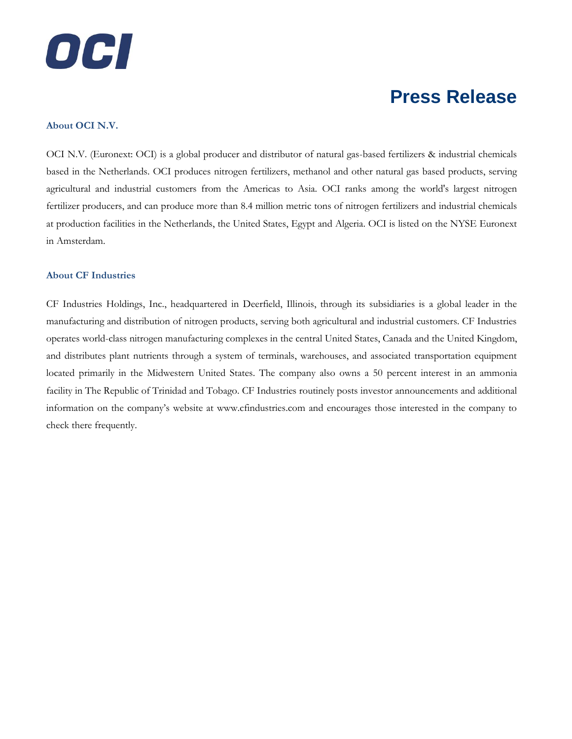# Press Release

### About OCI N.V.

OCI N.V. (Euronext: OCI) is a global producer and distributor of natural gas-based fertilizers & industrial chemicals based in the Netherlands. OCI produces nitrogen fertilizers, methanol and other natural gas based products, serving agricultural and industrial customers from the Americas to Asia. OCI ranks among the world's largest nitrogen fertilizer producers, and can produce more than 8.4 million metric tons of nitrogen fertilizers and industrial chemicals at production facilities in the Netherlands, the United States, Egypt and Algeria. OCI is listed on the NYSE Euronext in Amsterdam.

### About CF Industries

CF Industries Holdings, Inc., headquartered in Deerfield, Illinois, through its subsidiaries is a global leader in the manufacturing and distribution of nitrogen products, serving both agricultural and industrial customers. CF Industries operates world-class nitrogen manufacturing complexes in the central United States, Canada and the United Kingdom, and distributes plant nutrients through a system of terminals, warehouses, and associated transportation equipment located primarily in the Midwestern United States. The company also owns a 50 percent interest in an ammonia facility in The Republic of Trinidad and Tobago. CF Industries routinely posts investor announcements and additional information on the company's website at www.cfindustries.com and encourages those interested in the company to check there frequently.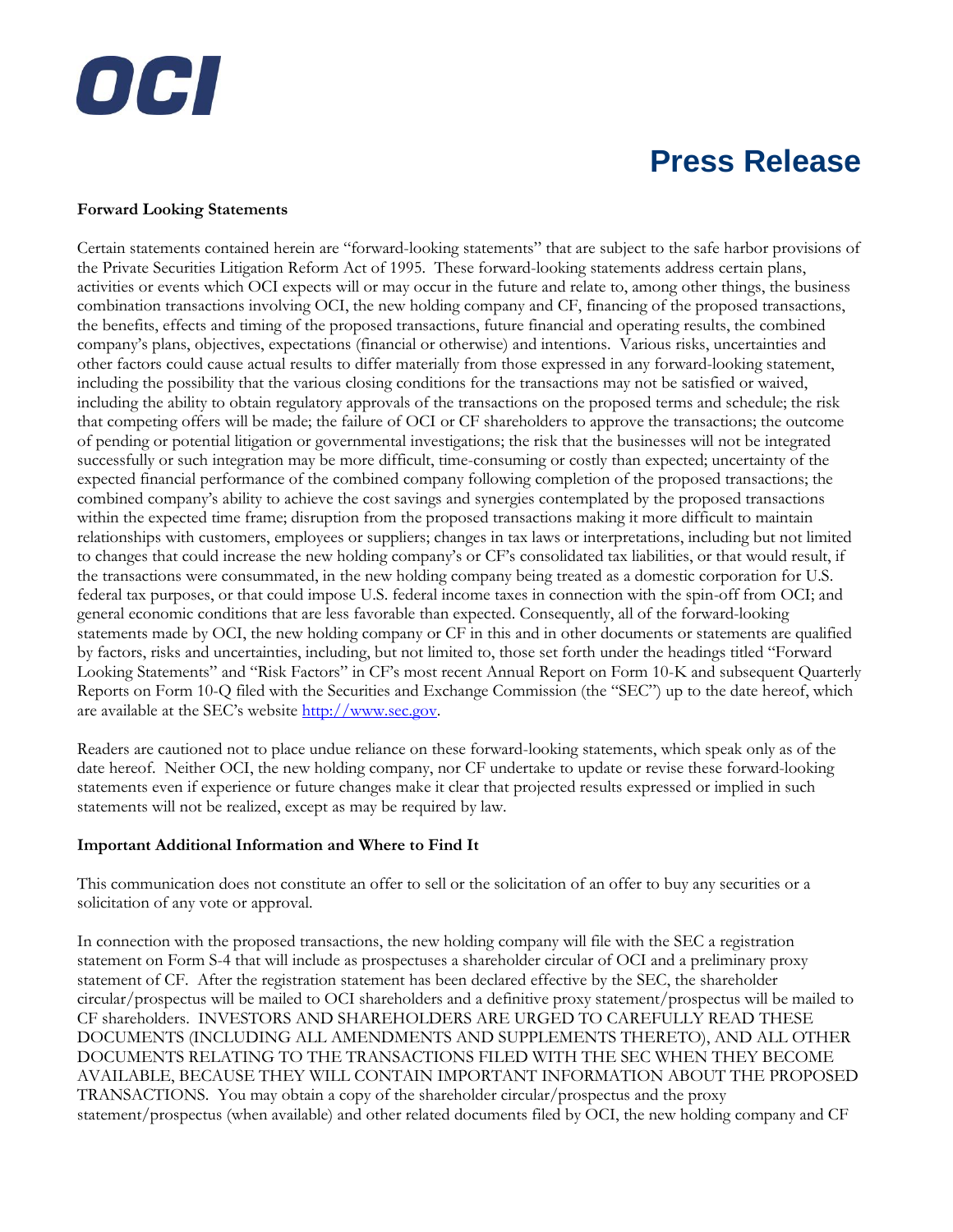**Forward Looking Statements**

Certain statements contained herein are "forward-looking statements" that are subject to the safe harbor provisions of the Private Securities Litigation Reform Act of 1995. These forward-looking statements address certain plans, activities or events which OCI expects will or may occur in the future and relate to, among other things, the business combination transactions involving OCI, the new holding company and CF, financing of the proposed transactions, the benefits, effects and timing of the proposed transactions, future financial and operating results, the combined company's plans, objectives, expectations (financial or otherwise) and intentions. Various risks, uncertainties and other factors could cause actual results to differ materially from those expressed in any forward-looking statement, including the possibility that the various closing conditions for the transactions may not be satisfied or waived, including the ability to obtain regulatory approvals of the transactions on the proposed terms and schedule; the risk that competing offers will be made; the failure of OCI or CF shareholders to approve the transactions; the outcome of pending or potential litigation or governmental investigations; the risk that the businesses will not be integrated successfully or such integration may be more difficult, time-consuming or costly than expected; uncertainty of the expected financial performance of the combined company following completion of the proposed transactions; the combined company's ability to achieve the cost savings and synergies contemplated by the proposed transactions within the expected time frame; disruption from the proposed transactions making it more difficult to maintain relationships with customers, employees or suppliers; changes in tax laws or interpretations, including but not limited to changes that could increase the new holding company's or CF's consolidated tax liabilities, or that would result, if the transactions were consummated, in the new holding company being treated as a domestic corporation for U.S. federal tax purposes, or that could impose U.S. federal income taxes in connection with the spin-off from OCI; and general economic conditions that are less favorable than expected. Consequently, all of the forward-looking statements made by OCI, the new holding company or CF in this and in other documents or statements are qualified by factors, risks and uncertainties, including, but not limited to, those set forth under the headings titled "Forward Looking Statements" and "Risk Factors" in CF's most recent Annual Report on Form 10-K and subsequent Quarterly Reports on Form 10-Q filed with the Securities and Exchange Commission (the "SEC") up to the date hereof, which are available at the SEC's website [http://www.sec.gov](http://www.sec.gov).

Readers are cautioned not to place undue reliance on these forward-looking statements, which speak only as of the date hereof. Neither OCI, the new holding company, nor CF undertake to update or revise these forward-looking statements even if experience or future changes make it clear that projected results expressed or implied in such statements will not be realized, except as may be required by law.

**Important Additional Information and Where to Find It**

This communication does not constitute an offer to sell or the solicitation of an offer to buy any securities or a solicitation of any vote or approval.

In connection with the proposed transactions, the new holding company will file with the SEC a registration statement on Form S-4 that will include as prospectuses a shareholder circular of OCI and a preliminary proxy statement of CF. After the registration statement has been declared effective by the SEC, the shareholder circular/prospectus will be mailed to OCI shareholders and a definitive proxy statement/prospectus will be mailed to CF shareholders. INVESTORS AND SHAREHOLDERS ARE URGED TO CAREFULLY READ THESE DOCUMENTS (INCLUDING ALL AMENDMENTS AND SUPPLEMENTS THERETO), AND ALL OTHER DOCUMENTS RELATING TO THE TRANSACTIONS FILED WITH THE SEC WHEN THEY BECOME AVAILABLE, BECAUSE THEY WILL CONTAIN IMPORTANT INFORMATION ABOUT THE PROPOSED TRANSACTIONS. You may obtain a copy of the shareholder circular/prospectus and the proxy statement/prospectus (when available) and other related documents filed by OCI, the new holding company and CF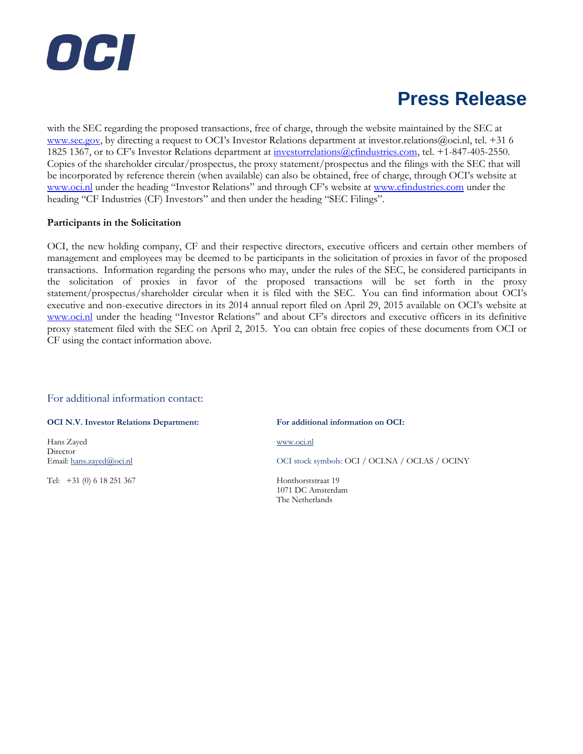# Press Release

with the SEC regarding the proposed transactions, free of charge, through the website maintained by the SEC at www.sec.gov, by directing a request to OCI's Investor Relations department at investor.relations@oci.nl, tel. +31 6 1825 1367, or to CF's Investor Relations department at investorrelations@cfindustries.com, tel. +1-847-405-2550. Copies of the shareholder circular/prospectus, the proxy statement/prospectus and the filings with the SEC that will be incorporated by reference therein (when available) can also be obtained, free of charge, through OCI's website at www.oci.nl under the heading "Investor Relations" and through CF's website at www.cfindustries.com under the heading "CF Industries (CF) Investors" and then under the heading "SEC Filings".

**Participants in the Solicitation**

OCI, the new holding company, CF and their respective directors, executive officers and certain other members of management and employees may be deemed to be participants in the solicitation of proxies in favor of the proposed transactions. Information regarding the persons who may, under the rules of the SEC, be considered participants in the solicitation of proxies in favor of the proposed transactions will be set forth in the proxy statement/prospectus/shareholder circular when it is filed with the SEC. You can find information about OCI's executive and non-executive directors in its 2014 annual report filed on April 29, 2015 available on OCI's website at www.oci.nl under the heading "Investor Relations" and about CF's directors and executive officers in its definitive proxy statement filed with the SEC on April 2, 2015. You can obtain free copies of these documents from OCI or CF using the contact information above.

## For additional information contact:

**OCI N.V. Investor Relations Department:**

Hans Zayed
Director
Email: hans.zayed@oci.nl

Tel: +31 (0) 6 18 251 367

**For additional information on OCI:**

www.oci.nl

OCI stock symbols: OCI / OCI.NA / OCI.AS / OCINY

Honthorststraat 19
1071 DC Amsterdam
The Netherlands